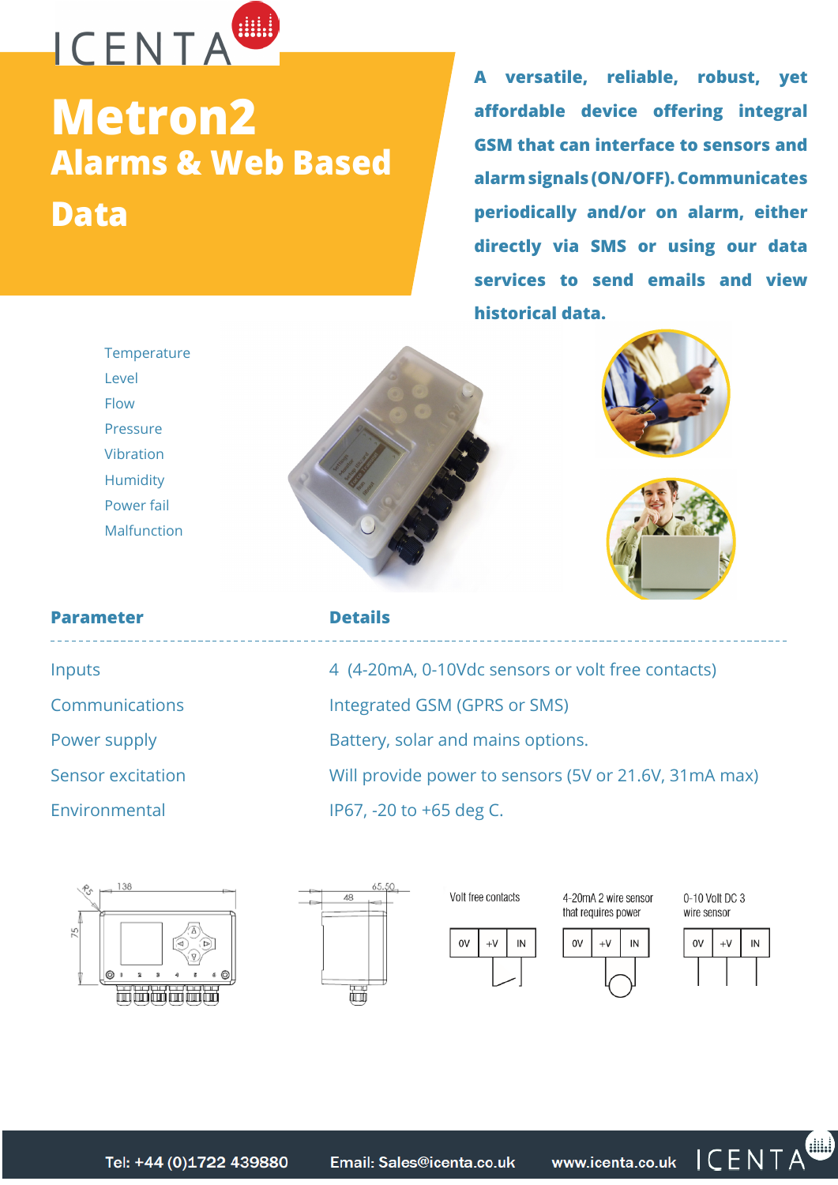# Metron2

## Alarms & Web Based Data

**A versatile, reliable, robust, yet affordable device offering integral GSM that can interface to sensors and alarm signals (ON/OFF). Communicates periodically and/or on alarm, either directly via SMS or using our data services to send emails and view historical data.**

- Temperature
- Level
- Flow
- Pressure
- Vibration
- Humidity
- Power fail
- Malfunction

| **Parameter** | **Details** |
|---|---|
| Inputs | 4 (4-20mA, 0-10Vdc sensors or volt free contacts) |
| Communications | Integrated GSM (GPRS or SMS) |
| Power supply | Battery, solar and mains options. |
| Sensor excitation | Will provide power to sensors (5V or 21.6V, 31mA max) |
| Environmental | IP67, -20 to +65 deg C. |

R5
138
75
48
65.50

Volt free contacts
0V +V IN

4-20mA 2 wire sensor that requires power
0V +V IN

0-10 Volt DC 3 wire sensor
0V +V IN

Tel: +44 (0)1722 439880 Email: Sales@icenta.co.uk www.icenta.co.uk ICENTA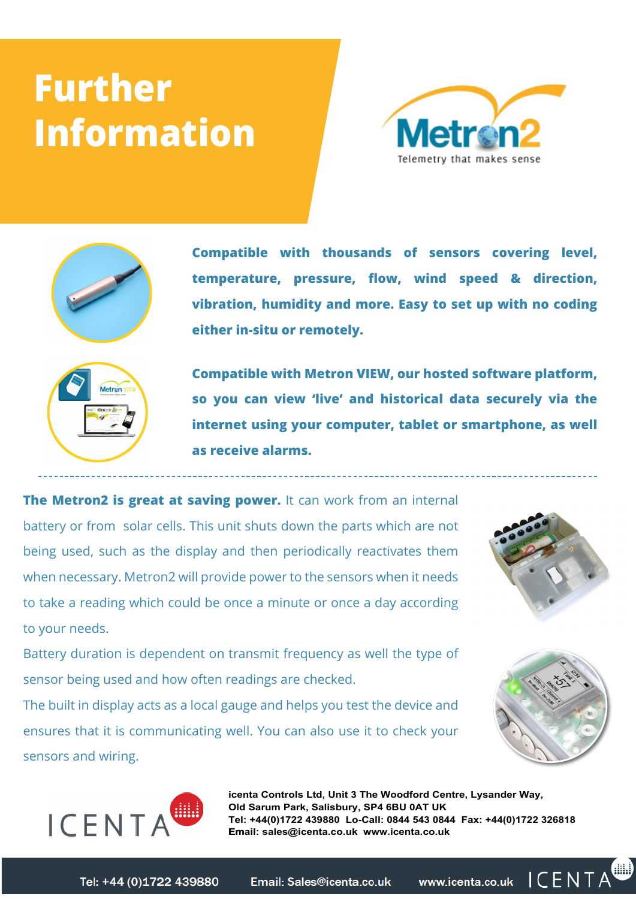# Further Information

Metron2
Telemetry that makes sense

**Compatible with thousands of sensors covering level, temperature, pressure, flow, wind speed & direction, vibration, humidity and more. Easy to set up with no coding either in-situ or remotely.**

**Compatible with Metron VIEW, our hosted software platform, so you can view 'live' and historical data securely via the internet using your computer, tablet or smartphone, as well as receive alarms.**

---

**The Metron2 is great at saving power.** It can work from an internal battery or from solar cells. This unit shuts down the parts which are not being used, such as the display and then periodically reactivates them when necessary. Metron2 will provide power to the sensors when it needs to take a reading which could be once a minute or once a day according to your needs.

Battery duration is dependent on transmit frequency as well the type of sensor being used and how often readings are checked.

The built in display acts as a local gauge and helps you test the device and ensures that it is communicating well. You can also use it to check your sensors and wiring.

ICENTA

**icenta Controls Ltd, Unit 3 The Woodford Centre, Lysander Way,**
**Old Sarum Park, Salisbury, SP4 6BU 0AT UK**
**Tel: +44(0)1722 439880 Lo-Call: 0844 543 0844 Fax: +44(0)1722 326818**
**Email: sales@icenta.co.uk www.icenta.co.uk**

Tel: +44 (0)1722 439880 Email: Sales@icenta.co.uk www.icenta.co.uk ICENTA